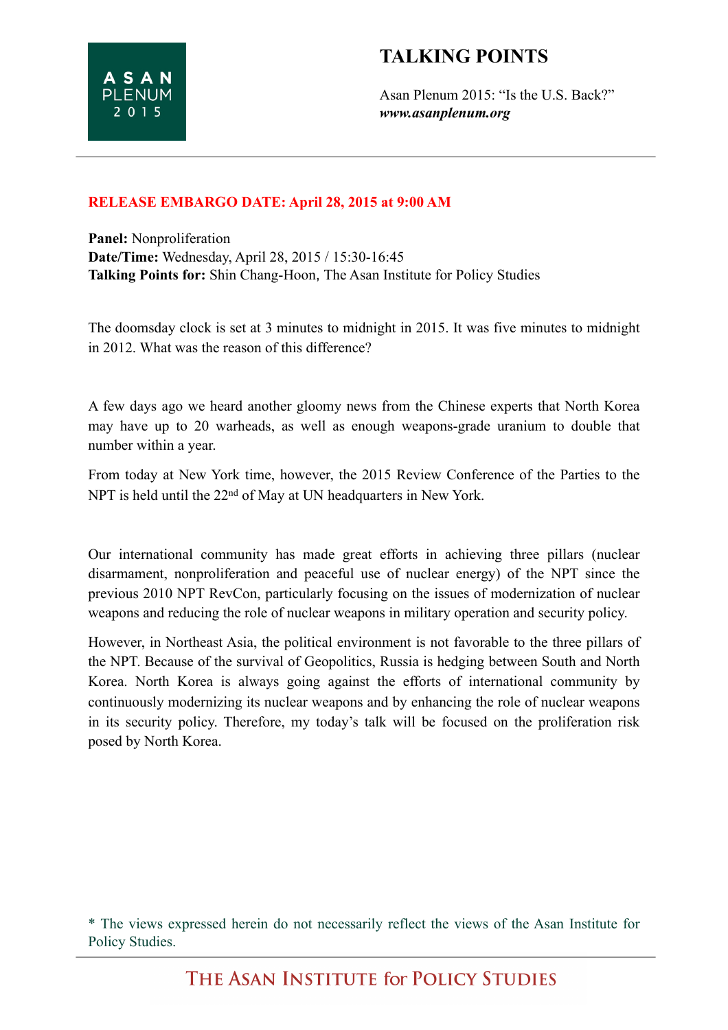ASAN PLENUM 2015

# TALKING POINTS

Asan Plenum 2015: "Is the U.S. Back?"
***www.asanplenum.org***

---

**RELEASE EMBARGO DATE: April 28, 2015 at 9:00 AM**

**Panel:** Nonproliferation
**Date/Time:** Wednesday, April 28, 2015 / 15:30-16:45
**Talking Points for:** Shin Chang-Hoon, The Asan Institute for Policy Studies

The doomsday clock is set at 3 minutes to midnight in 2015. It was five minutes to midnight in 2012. What was the reason of this difference?

A few days ago we heard another gloomy news from the Chinese experts that North Korea may have up to 20 warheads, as well as enough weapons-grade uranium to double that number within a year.

From today at New York time, however, the 2015 Review Conference of the Parties to the NPT is held until the 22nd of May at UN headquarters in New York.

Our international community has made great efforts in achieving three pillars (nuclear disarmament, nonproliferation and peaceful use of nuclear energy) of the NPT since the previous 2010 NPT RevCon, particularly focusing on the issues of modernization of nuclear weapons and reducing the role of nuclear weapons in military operation and security policy.

However, in Northeast Asia, the political environment is not favorable to the three pillars of the NPT. Because of the survival of Geopolitics, Russia is hedging between South and North Korea. North Korea is always going against the efforts of international community by continuously modernizing its nuclear weapons and by enhancing the role of nuclear weapons in its security policy. Therefore, my today's talk will be focused on the proliferation risk posed by North Korea.

\* The views expressed herein do not necessarily reflect the views of the Asan Institute for Policy Studies.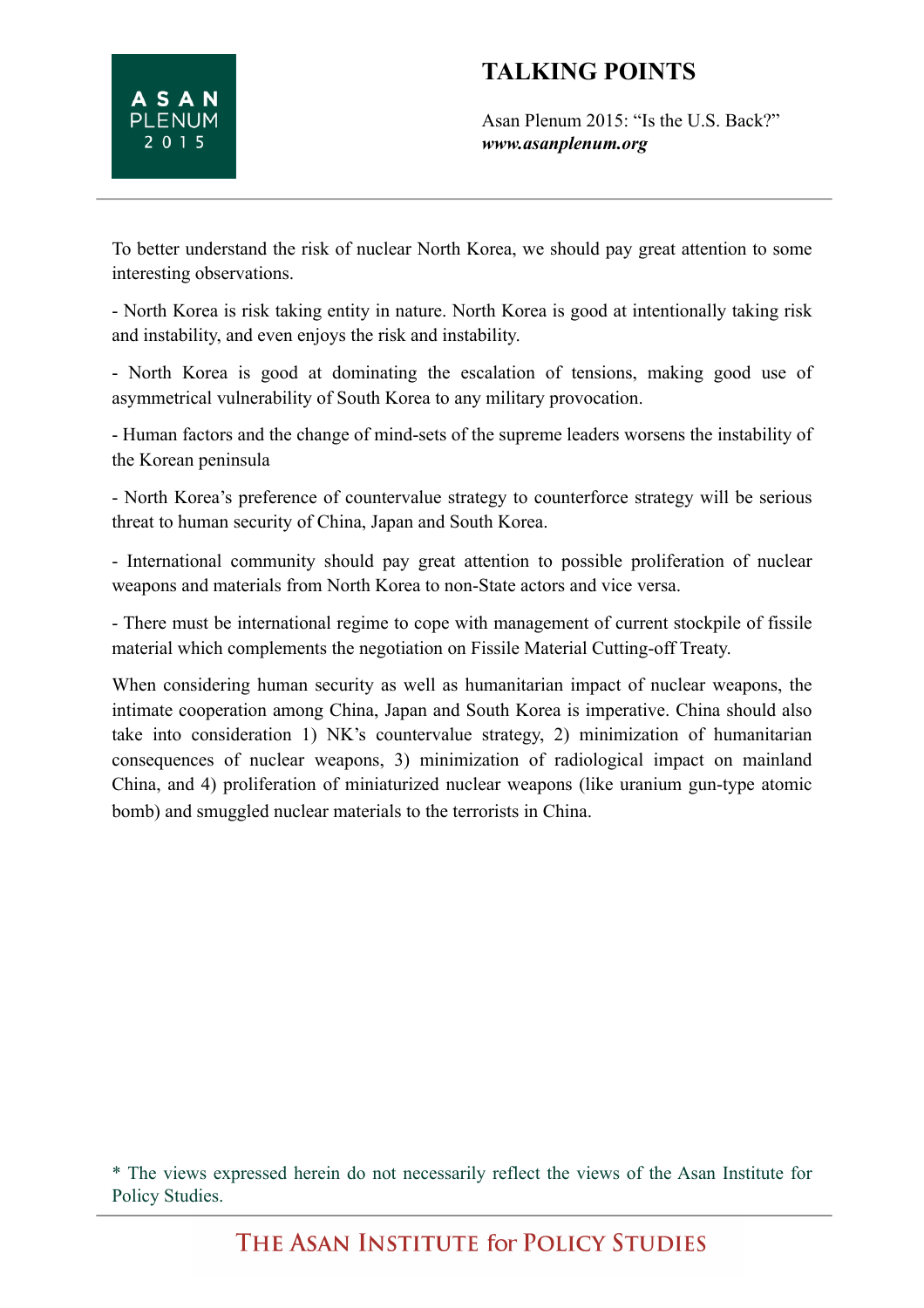To better understand the risk of nuclear North Korea, we should pay great attention to some interesting observations.

- North Korea is risk taking entity in nature. North Korea is good at intentionally taking risk and instability, and even enjoys the risk and instability.

- North Korea is good at dominating the escalation of tensions, making good use of asymmetrical vulnerability of South Korea to any military provocation.

- Human factors and the change of mind-sets of the supreme leaders worsens the instability of the Korean peninsula

- North Korea's preference of countervalue strategy to counterforce strategy will be serious threat to human security of China, Japan and South Korea.

- International community should pay great attention to possible proliferation of nuclear weapons and materials from North Korea to non-State actors and vice versa.

- There must be international regime to cope with management of current stockpile of fissile material which complements the negotiation on Fissile Material Cutting-off Treaty.

When considering human security as well as humanitarian impact of nuclear weapons, the intimate cooperation among China, Japan and South Korea is imperative. China should also take into consideration 1) NK's countervalue strategy, 2) minimization of humanitarian consequences of nuclear weapons, 3) minimization of radiological impact on mainland China, and 4) proliferation of miniaturized nuclear weapons (like uranium gun-type atomic bomb) and smuggled nuclear materials to the terrorists in China.

* The views expressed herein do not necessarily reflect the views of the Asan Institute for Policy Studies.